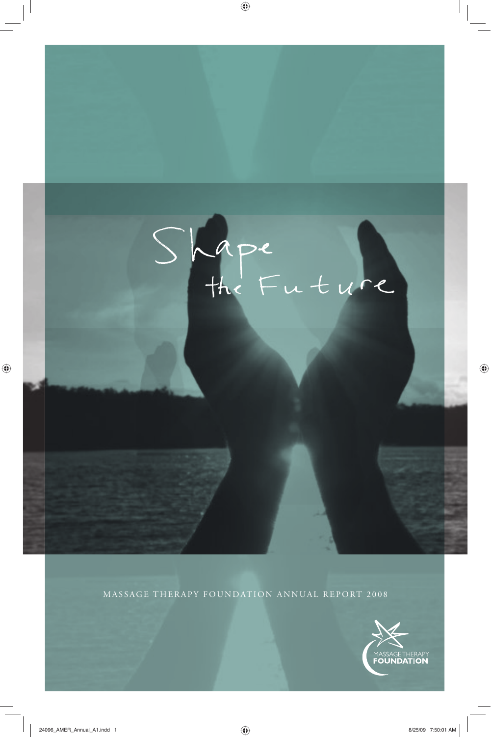# Shape the Future

MASSAGE THERAPY FOUNDATION ANNUAL REPORT 2008

MASSAGE THERAPY FOUNDATION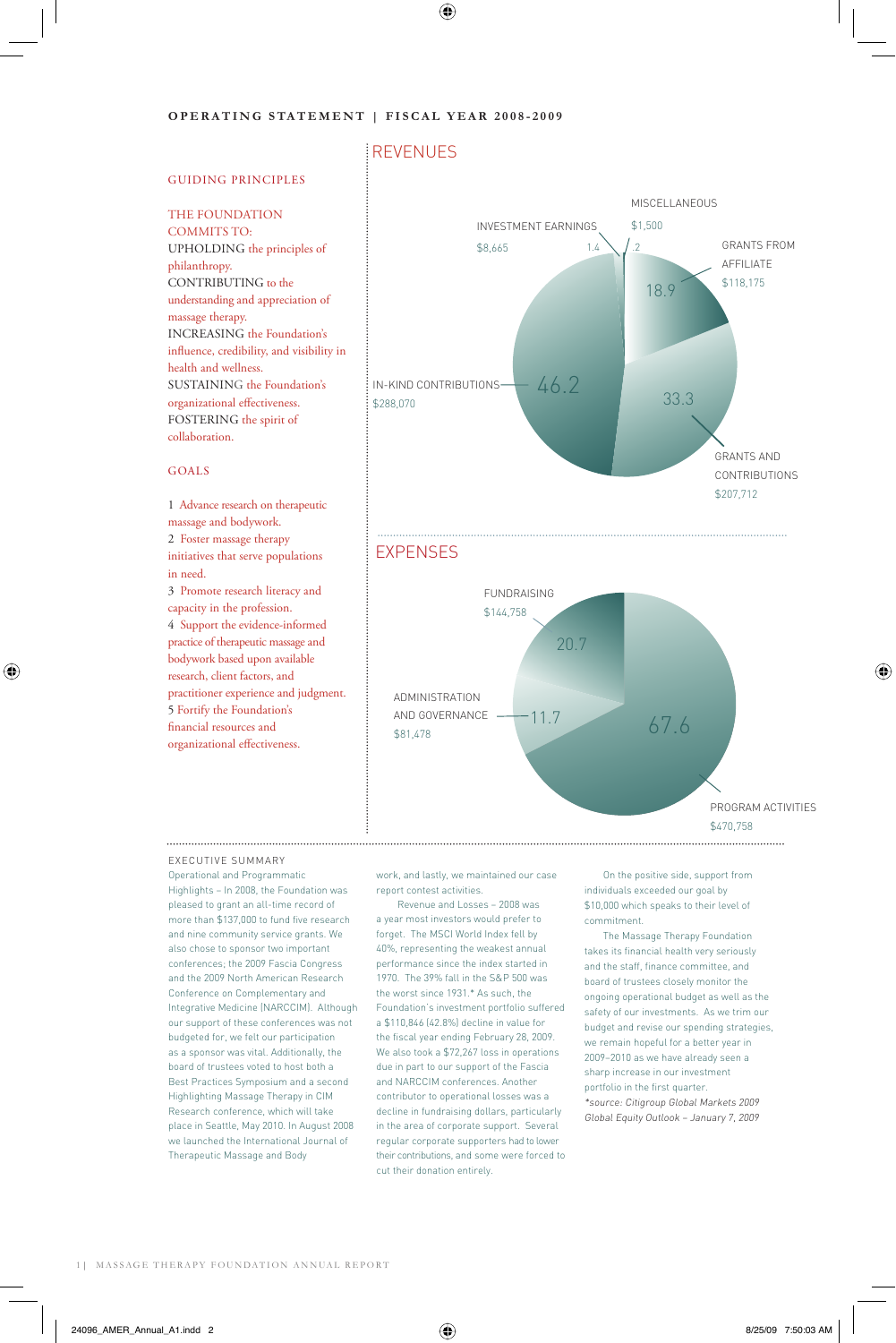## OPERATING STATEMENT | FISCAL YEAR 2008-2009

### GUIDING PRINCIPLES

THE FOUNDATION COMMITS TO:
UPHOLDING the principles of philanthropy.
CONTRIBUTING to the understanding and appreciation of massage therapy.
INCREASING the Foundation's influence, credibility, and visibility in health and wellness.
SUSTAINING the Foundation's organizational effectiveness.
FOSTERING the spirit of collaboration.

### GOALS

1 Advance research on therapeutic massage and bodywork.
2 Foster massage therapy initiatives that serve populations in need.
3 Promote research literacy and capacity in the profession.
4 Support the evidence-informed practice of therapeutic massage and bodywork based upon available research, client factors, and practitioner experience and judgment.
5 Fortify the Foundation's financial resources and organizational effectiveness.

### REVENUES

| Category | Amount | % |
|---|---|---|
| In-Kind Contributions | $288,070 | 46.2 |
| Grants and Contributions | $207,712 | 33.3 |
| Grants from Affiliate | $118,175 | 18.9 |
| Investment Earnings | $8,665 | 1.4 |
| Miscellaneous | $1,500 | .2 |

### EXPENSES

| Category | Amount | % |
|---|---|---|
| Program Activities | $470,758 | 67.6 |
| Fundraising | $144,758 | 20.7 |
| Administration and Governance | $81,478 | 11.7 |

### EXECUTIVE SUMMARY

Operational and Programmatic Highlights – In 2008, the Foundation was pleased to grant an all-time record of more than $137,000 to fund five research and nine community service grants. We also chose to sponsor two important conferences; the 2009 Fascia Congress and the 2009 North American Research Conference on Complementary and Integrative Medicine (NARCCIM). Although our support of these conferences was not budgeted for, we felt our participation as a sponsor was vital. Additionally, the board of trustees voted to host both a Best Practices Symposium and a second Highlighting Massage Therapy in CIM Research conference, which will take place in Seattle, May 2010. In August 2008 we launched the International Journal of Therapeutic Massage and Body work, and lastly, we maintained our case report contest activities.

Revenue and Losses – 2008 was a year most investors would prefer to forget. The MSCI World Index fell by 40%, representing the weakest annual performance since the index started in 1970. The 39% fall in the S&P 500 was the worst since 1931.* As such, the Foundation's investment portfolio suffered a $110,846 (42.8%) decline in value for the fiscal year ending February 28, 2009. We also took a $72,267 loss in operations due in part to our support of the Fascia and NARCCIM conferences. Another contributor to operational losses was a decline in fundraising dollars, particularly in the area of corporate support. Several regular corporate supporters had to lower their contributions, and some were forced to cut their donation entirely.

On the positive side, support from individuals exceeded our goal by $10,000 which speaks to their level of commitment.

The Massage Therapy Foundation takes its financial health very seriously and the staff, finance committee, and board of trustees closely monitor the ongoing operational budget as well as the safety of our investments. As we trim our budget and revise our spending strategies, we remain hopeful for a better year in 2009–2010 as we have already seen a sharp increase in our investment portfolio in the first quarter.

*\*source: Citigroup Global Markets 2009 Global Equity Outlook – January 7, 2009*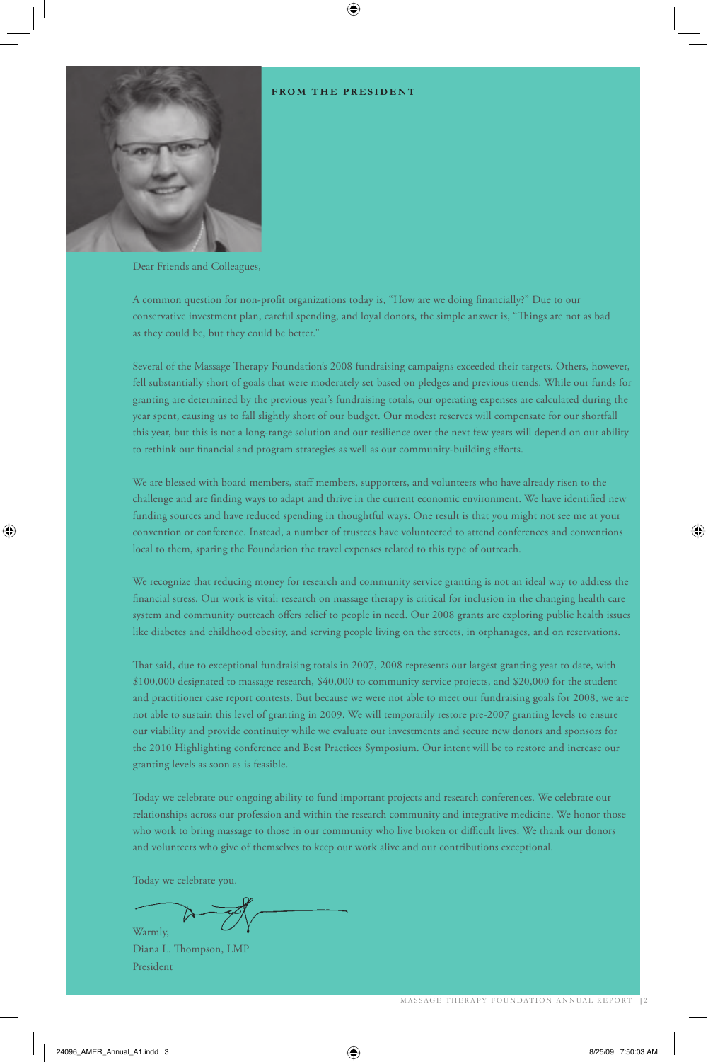## FROM THE PRESIDENT

Dear Friends and Colleagues,

A common question for non-profit organizations today is, "How are we doing financially?" Due to our conservative investment plan, careful spending, and loyal donors, the simple answer is, "Things are not as bad as they could be, but they could be better."

Several of the Massage Therapy Foundation's 2008 fundraising campaigns exceeded their targets. Others, however, fell substantially short of goals that were moderately set based on pledges and previous trends. While our funds for granting are determined by the previous year's fundraising totals, our operating expenses are calculated during the year spent, causing us to fall slightly short of our budget. Our modest reserves will compensate for our shortfall this year, but this is not a long-range solution and our resilience over the next few years will depend on our ability to rethink our financial and program strategies as well as our community-building efforts.

We are blessed with board members, staff members, supporters, and volunteers who have already risen to the challenge and are finding ways to adapt and thrive in the current economic environment. We have identified new funding sources and have reduced spending in thoughtful ways. One result is that you might not see me at your convention or conference. Instead, a number of trustees have volunteered to attend conferences and conventions local to them, sparing the Foundation the travel expenses related to this type of outreach.

We recognize that reducing money for research and community service granting is not an ideal way to address the financial stress. Our work is vital: research on massage therapy is critical for inclusion in the changing health care system and community outreach offers relief to people in need. Our 2008 grants are exploring public health issues like diabetes and childhood obesity, and serving people living on the streets, in orphanages, and on reservations.

That said, due to exceptional fundraising totals in 2007, 2008 represents our largest granting year to date, with $100,000 designated to massage research, $40,000 to community service projects, and $20,000 for the student and practitioner case report contests. But because we were not able to meet our fundraising goals for 2008, we are not able to sustain this level of granting in 2009. We will temporarily restore pre-2007 granting levels to ensure our viability and provide continuity while we evaluate our investments and secure new donors and sponsors for the 2010 Highlighting conference and Best Practices Symposium. Our intent will be to restore and increase our granting levels as soon as is feasible.

Today we celebrate our ongoing ability to fund important projects and research conferences. We celebrate our relationships across our profession and within the research community and integrative medicine. We honor those who work to bring massage to those in our community who live broken or difficult lives. We thank our donors and volunteers who give of themselves to keep our work alive and our contributions exceptional.

Today we celebrate you.

Warmly,
Diana L. Thompson, LMP
President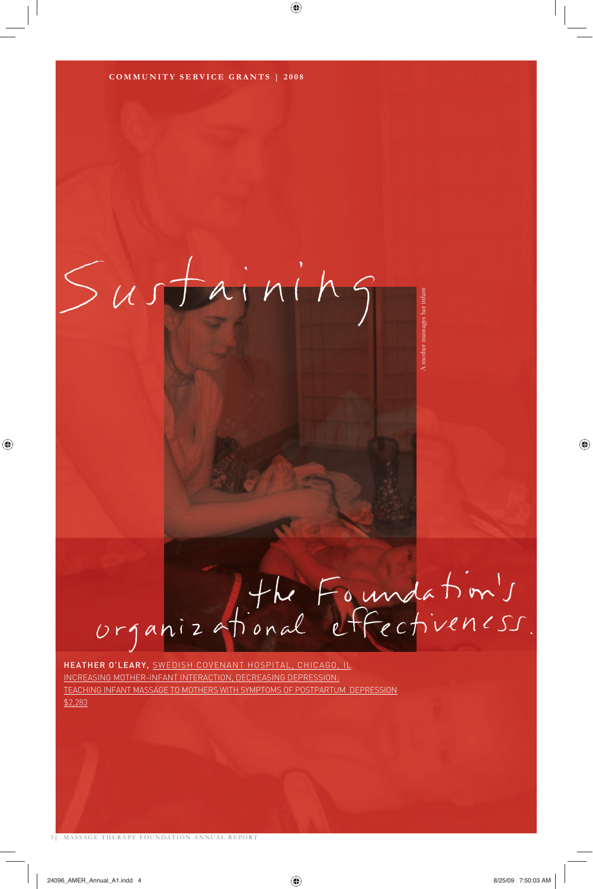COMMUNITY SERVICE GRANTS | 2008

# Sustaining the Foundation's organizational effectiveness.

A mother massages her infant

**HEATHER O'LEARY,** SWEDISH COVENANT HOSPITAL, CHICAGO, IL
INCREASING MOTHER-INFANT INTERACTION, DECREASING DEPRESSION:
TEACHING INFANT MASSAGE TO MOTHERS WITH SYMPTOMS OF POSTPARTUM DEPRESSION
$2,283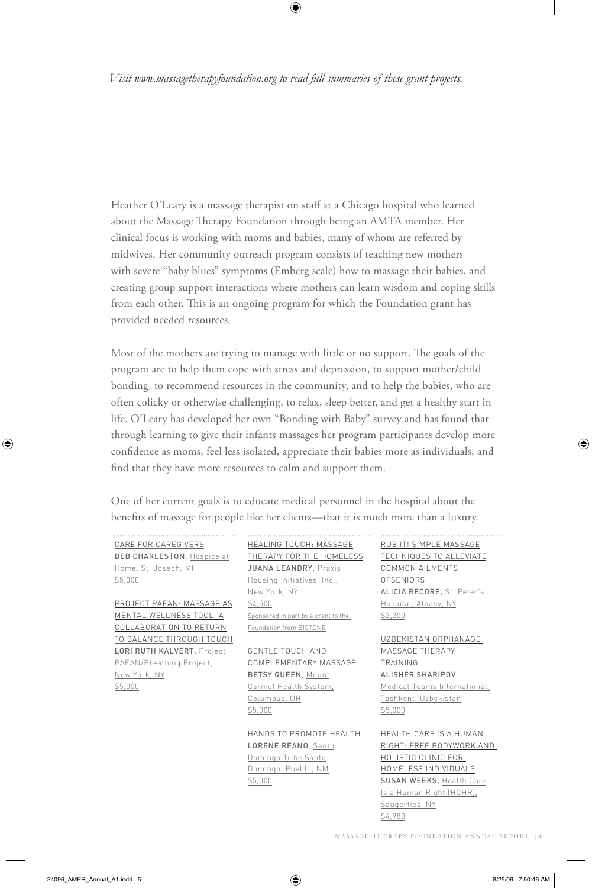*Visit www.massagetherapyfoundation.org to read full summaries of these grant projects.*

Heather O'Leary is a massage therapist on staff at a Chicago hospital who learned about the Massage Therapy Foundation through being an AMTA member. Her clinical focus is working with moms and babies, many of whom are referred by midwives. Her community outreach program consists of teaching new mothers with severe "baby blues" symptoms (Emberg scale) how to massage their babies, and creating group support interactions where mothers can learn wisdom and coping skills from each other. This is an ongoing program for which the Foundation grant has provided needed resources.

Most of the mothers are trying to manage with little or no support. The goals of the program are to help them cope with stress and depression, to support mother/child bonding, to recommend resources in the community, and to help the babies, who are often colicky or otherwise challenging, to relax, sleep better, and get a healthy start in life. O'Leary has developed her own "Bonding with Baby" survey and has found that through learning to give their infants massages her program participants develop more confidence as moms, feel less isolated, appreciate their babies more as individuals, and find that they have more resources to calm and support them.

One of her current goals is to educate medical personnel in the hospital about the benefits of massage for people like her clients—that it is much more than a luxury.

CARE FOR CAREGIVERS
**DEB CHARLESTON,** Hospice at Home, St. Joseph, MI
$5,000

PROJECT PAEAN: MASSAGE AS MENTAL WELLNESS TOOL: A COLLABORATION TO RETURN TO BALANCE THROUGH TOUCH
**LORI RUTH KALVERT,** Project PAEAN/Breathing Project, New York, NY
$5,000

HEALING TOUCH: MASSAGE THERAPY FOR THE HOMELESS
**JUANA LEANDRY,** Praxis Housing Initiatives, Inc., New York, NY
$4,500
Sponsored in part by a grant to the Foundation from BIOTONE

GENTLE TOUCH AND COMPLEMENTARY MASSAGE
**BETSY QUEEN**, Mount Carmel Health System, Columbus, OH
$5,000

HANDS TO PROMOTE HEALTH
**LORENE REANO**, Santo Domingo Tribe Santo Domingo, Pueblo, NM
$5,000

RUB IT! SIMPLE MASSAGE TECHNIQUES TO ALLEVIATE COMMON AILMENTS OFSENIORS
**ALICIA RECORE,** St. Peter's Hospital, Albany, NY
$2,200

UZBEKISTAN ORPHANAGE MASSAGE THERAPY TRAINING
**ALISHER SHARIPOV**, Medical Teams International, Tashkent, Uzbekistan
$5,000

HEALTH CARE IS A HUMAN RIGHT: FREE BODYWORK AND HOLISTIC CLINIC FOR HOMELESS INDIVIDUALS
**SUSAN WEEKS,** Health Care Is a Human Right (HCHR), Saugerties, NY
$4,980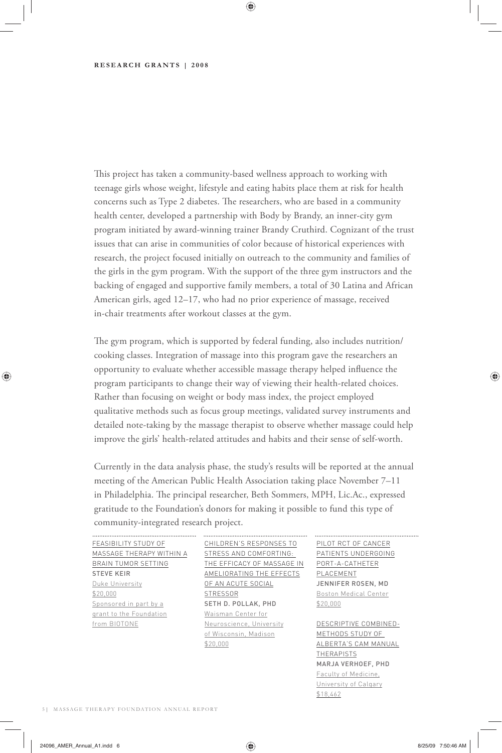**RESEARCH GRANTS | 2008**

This project has taken a community-based wellness approach to working with teenage girls whose weight, lifestyle and eating habits place them at risk for health concerns such as Type 2 diabetes. The researchers, who are based in a community health center, developed a partnership with Body by Brandy, an inner-city gym program initiated by award-winning trainer Brandy Cruthird. Cognizant of the trust issues that can arise in communities of color because of historical experiences with research, the project focused initially on outreach to the community and families of the girls in the gym program. With the support of the three gym instructors and the backing of engaged and supportive family members, a total of 30 Latina and African American girls, aged 12–17, who had no prior experience of massage, received in-chair treatments after workout classes at the gym.

The gym program, which is supported by federal funding, also includes nutrition/cooking classes. Integration of massage into this program gave the researchers an opportunity to evaluate whether accessible massage therapy helped influence the program participants to change their way of viewing their health-related choices. Rather than focusing on weight or body mass index, the project employed qualitative methods such as focus group meetings, validated survey instruments and detailed note-taking by the massage therapist to observe whether massage could help improve the girls' health-related attitudes and habits and their sense of self-worth.

Currently in the data analysis phase, the study's results will be reported at the annual meeting of the American Public Health Association taking place November 7–11 in Philadelphia. The principal researcher, Beth Sommers, MPH, Lic.Ac., expressed gratitude to the Foundation's donors for making it possible to fund this type of community-integrated research project.

FEASIBILITY STUDY OF MASSAGE THERAPY WITHIN A BRAIN TUMOR SETTING
STEVE KEIR
Duke University
$20,000
Sponsored in part by a grant to the Foundation from BIOTONE

CHILDREN'S RESPONSES TO STRESS AND COMFORTING: THE EFFICACY OF MASSAGE IN AMELIORATING THE EFFECTS OF AN ACUTE SOCIAL STRESSOR
SETH D. POLLAK, PHD
Waisman Center for Neuroscience, University of Wisconsin, Madison
$20,000

PILOT RCT OF CANCER PATIENTS UNDERGOING PORT-A-CATHETER PLACEMENT
JENNIFER ROSEN, MD
Boston Medical Center
$20,000

DESCRIPTIVE COMBINED-METHODS STUDY OF ALBERTA'S CAM MANUAL THERAPISTS
MARJA VERHOEF, PHD
Faculty of Medicine, University of Calgary
$18,462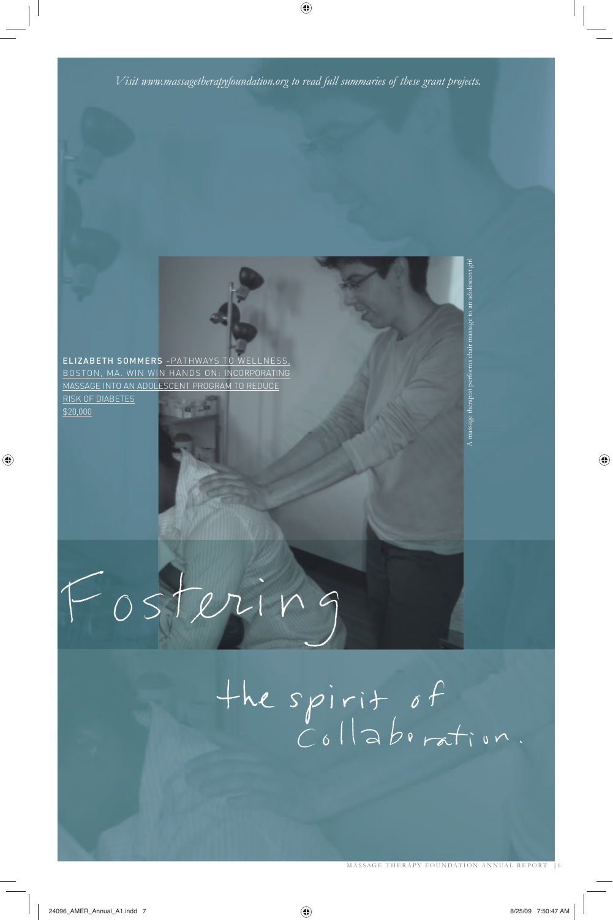*Visit www.massagetherapyfoundation.org to read full summaries of these grant projects.*

**ELIZABETH SOMMERS** -PATHWAYS TO WELLNESS, BOSTON, MA. WIN WIN HANDS ON: INCORPORATING MASSAGE INTO AN ADOLESCENT PROGRAM TO REDUCE RISK OF DIABETES
$20,000

A massage therapist performs chair massage to an adolescent girl

Fostering the spirit of Collaboration.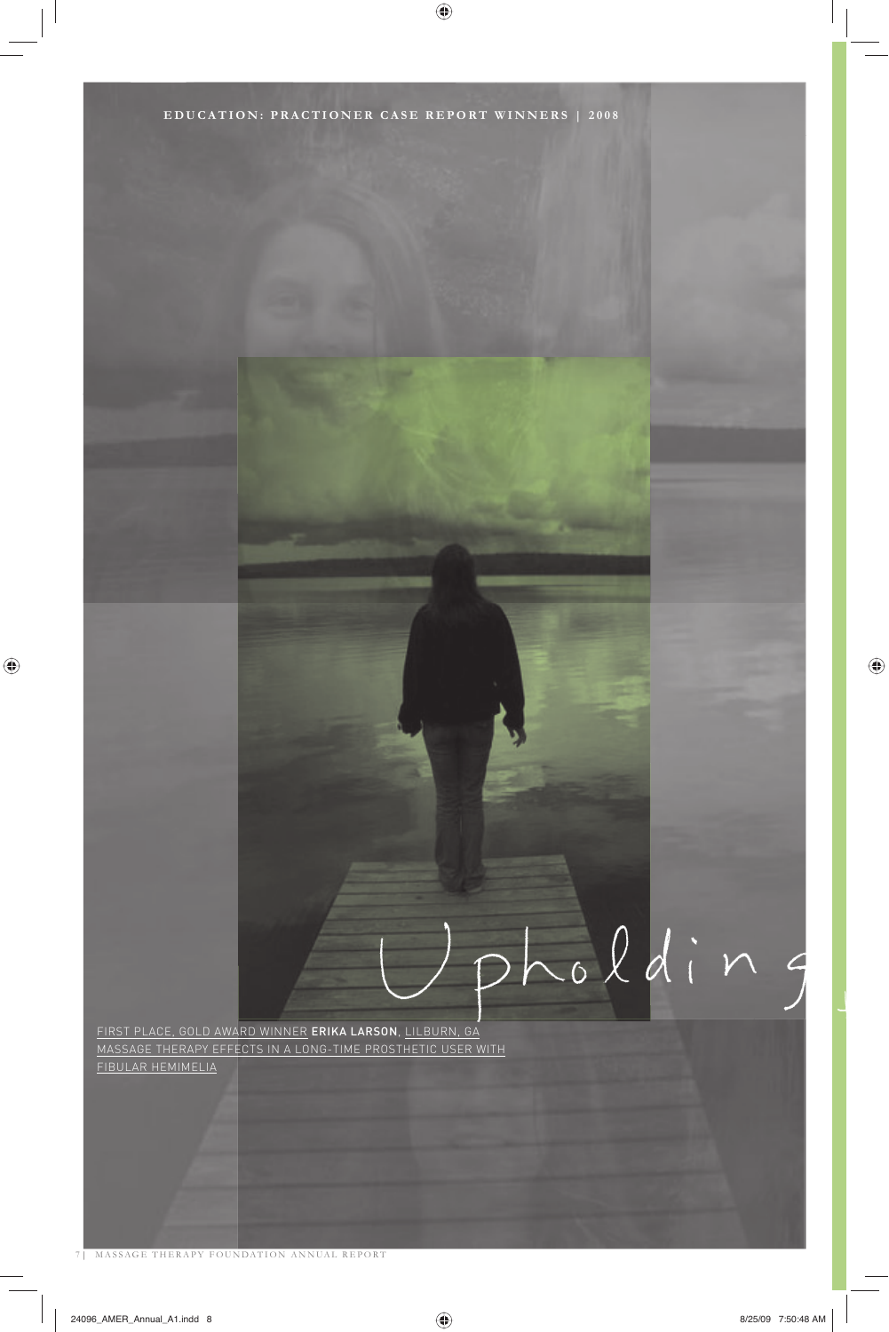EDUCATION: PRACTIONER CASE REPORT WINNERS | 2008

# Upholding

FIRST PLACE, GOLD AWARD WINNER **ERIKA LARSON**, LILBURN, GA
MASSAGE THERAPY EFFECTS IN A LONG-TIME PROSTHETIC USER WITH FIBULAR HEMIMELIA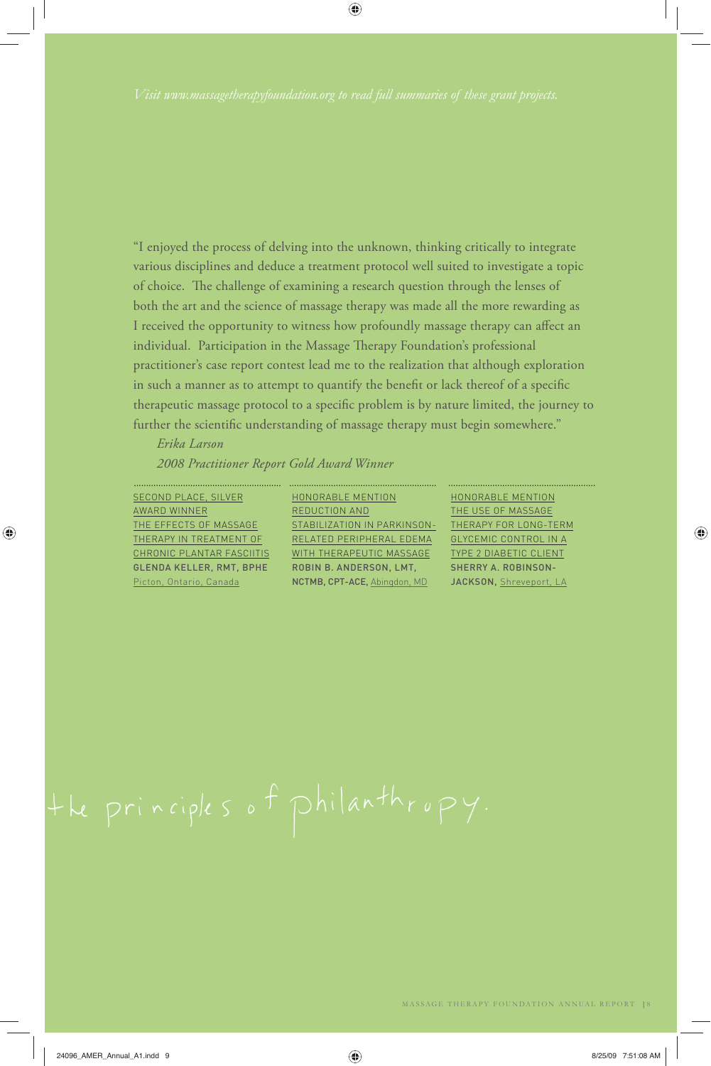*Visit www.massagetherapyfoundation.org to read full summaries of these grant projects.*

"I enjoyed the process of delving into the unknown, thinking critically to integrate various disciplines and deduce a treatment protocol well suited to investigate a topic of choice. The challenge of examining a research question through the lenses of both the art and the science of massage therapy was made all the more rewarding as I received the opportunity to witness how profoundly massage therapy can affect an individual. Participation in the Massage Therapy Foundation's professional practitioner's case report contest lead me to the realization that although exploration in such a manner as to attempt to quantify the benefit or lack thereof of a specific therapeutic massage protocol to a specific problem is by nature limited, the journey to further the scientific understanding of massage therapy must begin somewhere."

*Erika Larson*

*2008 Practitioner Report Gold Award Winner*

SECOND PLACE, SILVER AWARD WINNER
THE EFFECTS OF MASSAGE THERAPY IN TREATMENT OF CHRONIC PLANTAR FASCIITIS
**GLENDA KELLER, RMT, BPHE** Picton, Ontario, Canada

HONORABLE MENTION
REDUCTION AND STABILIZATION IN PARKINSON-RELATED PERIPHERAL EDEMA WITH THERAPEUTIC MASSAGE
**ROBIN B. ANDERSON, LMT, NCTMB, CPT-ACE,** Abingdon, MD

HONORABLE MENTION
THE USE OF MASSAGE THERAPY FOR LONG-TERM GLYCEMIC CONTROL IN A TYPE 2 DIABETIC CLIENT
**SHERRY A. ROBINSON-JACKSON,** Shreveport, LA

# the principles of philanthropy.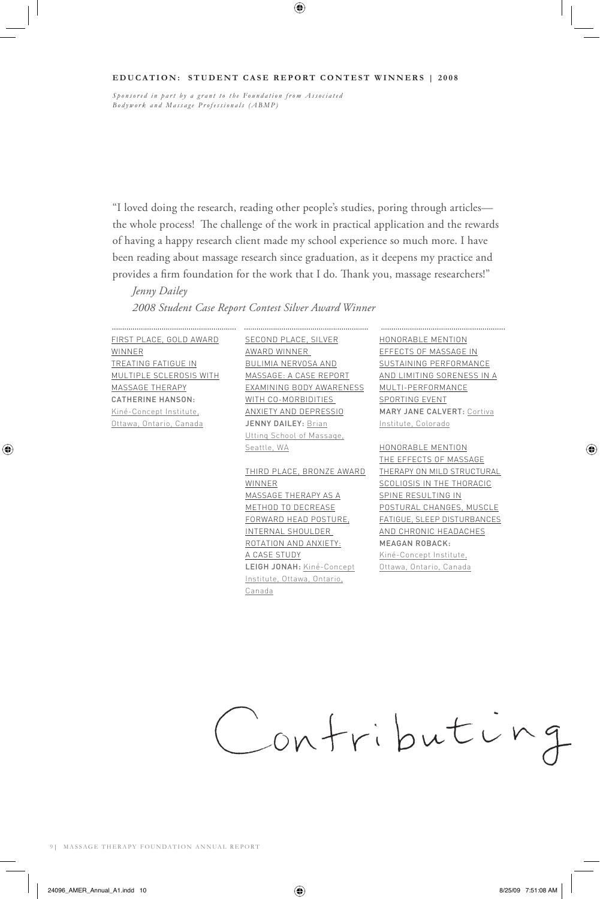## EDUCATION: STUDENT CASE REPORT CONTEST WINNERS | 2008

*Sponsored in part by a grant to the Foundation from Associated Bodywork and Massage Professionals (ABMP)*

"I loved doing the research, reading other people's studies, poring through articles—the whole process! The challenge of the work in practical application and the rewards of having a happy research client made my school experience so much more. I have been reading about massage research since graduation, as it deepens my practice and provides a firm foundation for the work that I do. Thank you, massage researchers!"

*Jenny Dailey*
*2008 Student Case Report Contest Silver Award Winner*

FIRST PLACE, GOLD AWARD WINNER
TREATING FATIGUE IN MULTIPLE SCLEROSIS WITH MASSAGE THERAPY
**CATHERINE HANSON:** Kiné-Concept Institute, Ottawa, Ontario, Canada

SECOND PLACE, SILVER AWARD WINNER
BULIMIA NERVOSA AND MASSAGE: A CASE REPORT EXAMINING BODY AWARENESS WITH CO-MORBIDITIES ANXIETY AND DEPRESSIO
**JENNY DAILEY:** Brian Utting School of Massage, Seattle, WA

THIRD PLACE, BRONZE AWARD WINNER
MASSAGE THERAPY AS A METHOD TO DECREASE FORWARD HEAD POSTURE, INTERNAL SHOULDER ROTATION AND ANXIETY: A CASE STUDY
**LEIGH JONAH:** Kiné-Concept Institute, Ottawa, Ontario, Canada

HONORABLE MENTION
EFFECTS OF MASSAGE IN SUSTAINING PERFORMANCE AND LIMITING SORENESS IN A MULTI-PERFORMANCE SPORTING EVENT
**MARY JANE CALVERT:** Cortiva Institute, Colorado

HONORABLE MENTION
THE EFFECTS OF MASSAGE THERAPY ON MILD STRUCTURAL SCOLIOSIS IN THE THORACIC SPINE RESULTING IN POSTURAL CHANGES, MUSCLE FATIGUE, SLEEP DISTURBANCES AND CHRONIC HEADACHES
**MEAGAN ROBACK:** Kiné-Concept Institute, Ottawa, Ontario, Canada

Contributing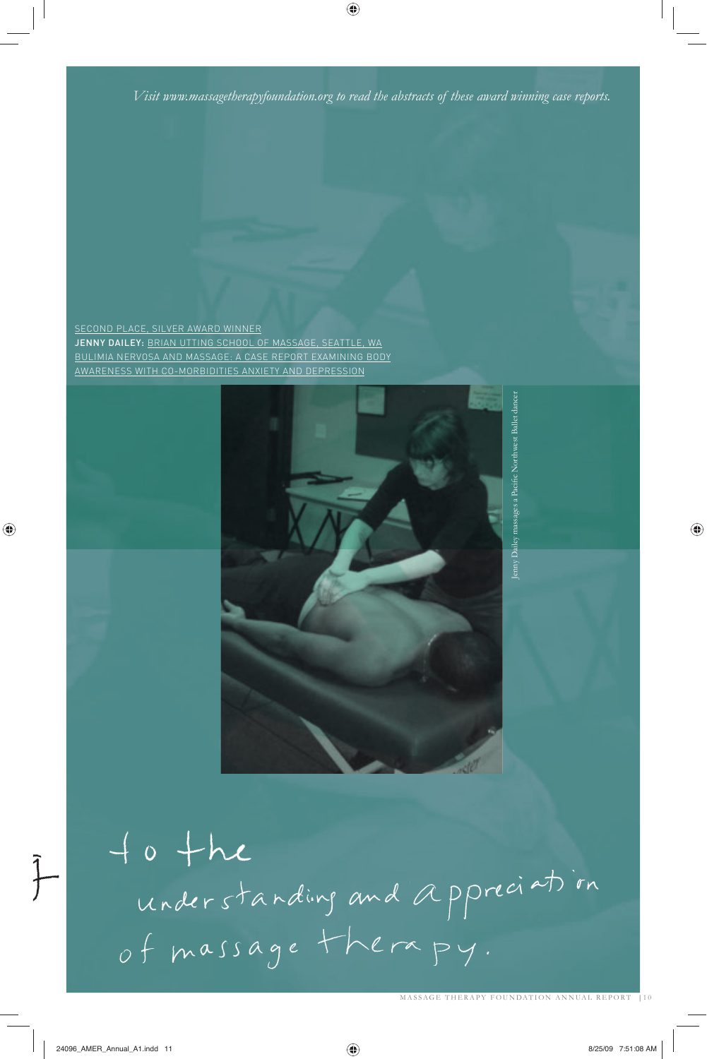*Visit www.massagetherapyfoundation.org to read the abstracts of these award winning case reports.*

SECOND PLACE, SILVER AWARD WINNER
**JENNY DAILEY:** BRIAN UTTING SCHOOL OF MASSAGE, SEATTLE, WA
BULIMIA NERVOSA AND MASSAGE: A CASE REPORT EXAMINING BODY AWARENESS WITH CO-MORBIDITIES ANXIETY AND DEPRESSION

Jenny Dailey massages a Pacific Northwest Ballet dancer

to the
understanding and appreciation
of massage therapy.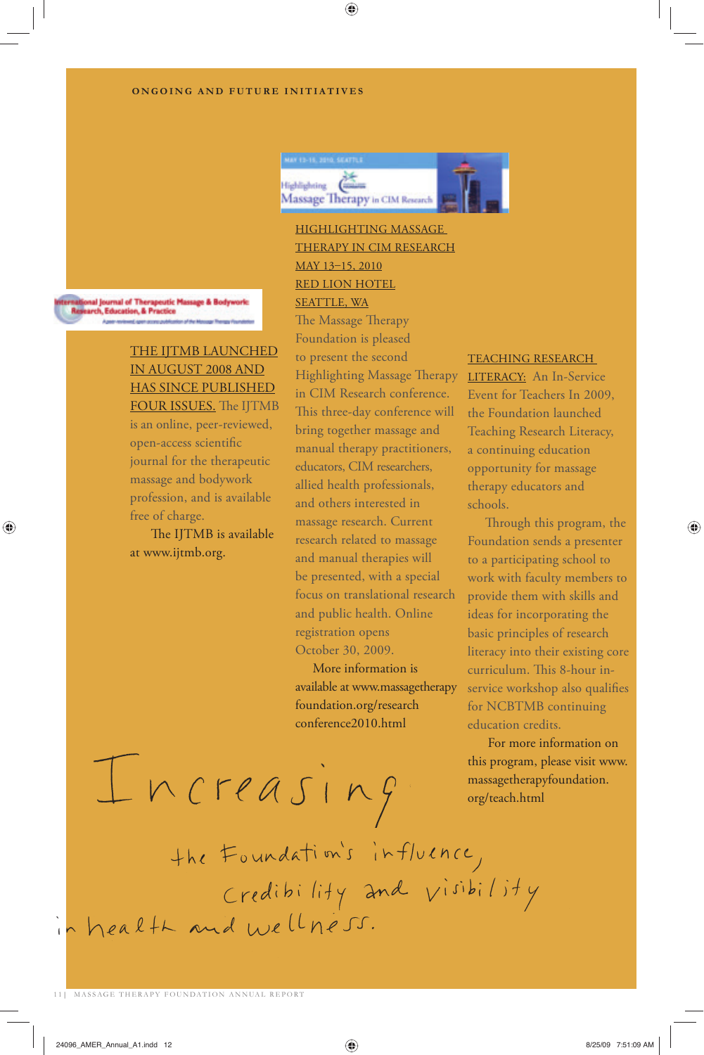## ONGOING AND FUTURE INITIATIVES

**THE IJTMB LAUNCHED IN AUGUST 2008 AND HAS SINCE PUBLISHED FOUR ISSUES.** The IJTMB is an online, peer-reviewed, open-access scientific journal for the therapeutic massage and bodywork profession, and is available free of charge.

The IJTMB is available at www.ijtmb.org.

**HIGHLIGHTING MASSAGE THERAPY IN CIM RESEARCH**
**MAY 13–15, 2010**
**RED LION HOTEL**
**SEATTLE, WA**

The Massage Therapy Foundation is pleased to present the second Highlighting Massage Therapy in CIM Research conference. This three-day conference will bring together massage and manual therapy practitioners, educators, CIM researchers, allied health professionals, and others interested in massage research. Current research related to massage and manual therapies will be presented, with a special focus on translational research and public health. Online registration opens October 30, 2009.

More information is available at www.massagetherapyfoundation.org/researchconference2010.html

**TEACHING RESEARCH LITERACY:** An In-Service Event for Teachers In 2009, the Foundation launched Teaching Research Literacy, a continuing education opportunity for massage therapy educators and schools.

Through this program, the Foundation sends a presenter to a participating school to work with faculty members to provide them with skills and ideas for incorporating the basic principles of research literacy into their existing core curriculum. This 8-hour in-service workshop also qualifies for NCBTMB continuing education credits.

For more information on this program, please visit www.massagetherapyfoundation.org/teach.html

*Increasing the Foundation's influence, credibility and visibility in health and wellness.*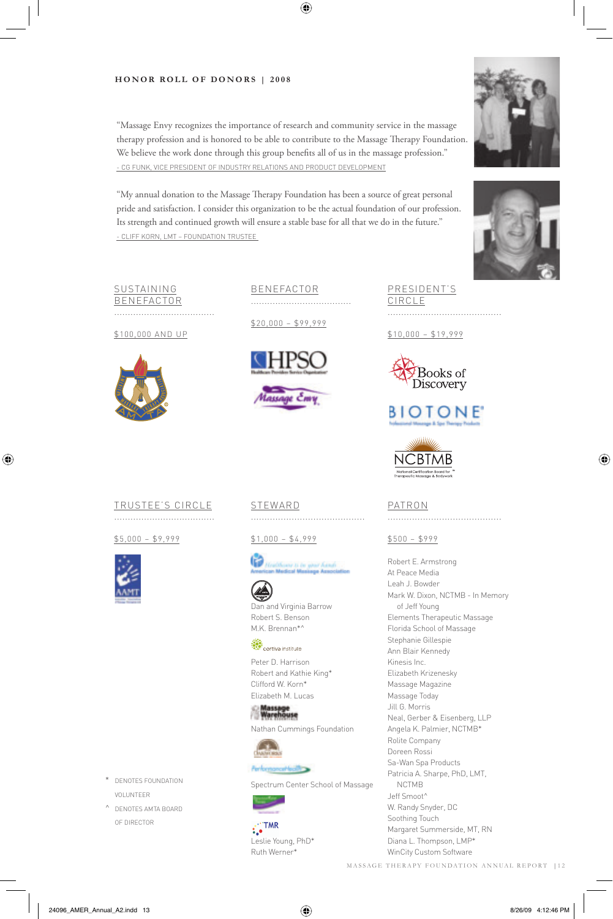## HONOR ROLL OF DONORS | 2008

"Massage Envy recognizes the importance of research and community service in the massage therapy profession and is honored to be able to contribute to the Massage Therapy Foundation. We believe the work done through this group benefits all of us in the massage profession."
- CG FUNK, VICE PRESIDENT OF INDUSTRY RELATIONS AND PRODUCT DEVELOPMENT

"My annual donation to the Massage Therapy Foundation has been a source of great personal pride and satisfaction. I consider this organization to be the actual foundation of our profession. Its strength and continued growth will ensure a stable base for all that we do in the future."
- CLIFF KORN, LMT - FOUNDATION TRUSTEE

### SUSTAINING BENEFACTOR

$100,000 AND UP

AMTA

### BENEFACTOR

$20,000 – $99,999

HPSO Healthcare Providers Service Organization

Massage Envy

### PRESIDENT'S CIRCLE

$10,000 – $19,999

Books of Discovery

BIOTONE Professional Massage & Spa Therapy Products

NCBTMB National Certification Board for Therapeutic Massage & Bodywork

### TRUSTEE'S CIRCLE

$5,000 – $9,999

AAMT

### STEWARD

$1,000 – $4,999

American Medical Massage Association

Dan and Virginia Barrow
Robert S. Benson
M.K. Brennan*^

Cortiva Institute

Peter D. Harrison
Robert and Kathie King*
Clifford W. Korn*
Elizabeth M. Lucas

Massage Warehouse

Nathan Cummings Foundation

Oakworks

PerformanceHealth

Spectrum Center School of Massage

TMR

Leslie Young, PhD*
Ruth Werner*

### PATRON

$500 – $999

Robert E. Armstrong
At Peace Media
Leah J. Bowder
Mark W. Dixon, NCTMB - In Memory of Jeff Young
Elements Therapeutic Massage
Florida School of Massage
Stephanie Gillespie
Ann Blair Kennedy
Kinesis Inc.
Elizabeth Krizenesky
Massage Magazine
Massage Today
Jill G. Morris
Neal, Gerber & Eisenberg, LLP
Angela K. Palmier, NCTMB*
Rolite Company
Doreen Rossi
Sa-Wan Spa Products
Patricia A. Sharpe, PhD, LMT, NCTMB
Jeff Smoot^
W. Randy Snyder, DC
Soothing Touch
Margaret Summerside, MT, RN
Diana L. Thompson, LMP*
WinCity Custom Software

\* DENOTES FOUNDATION VOLUNTEER

^ DENOTES AMTA BOARD OF DIRECTOR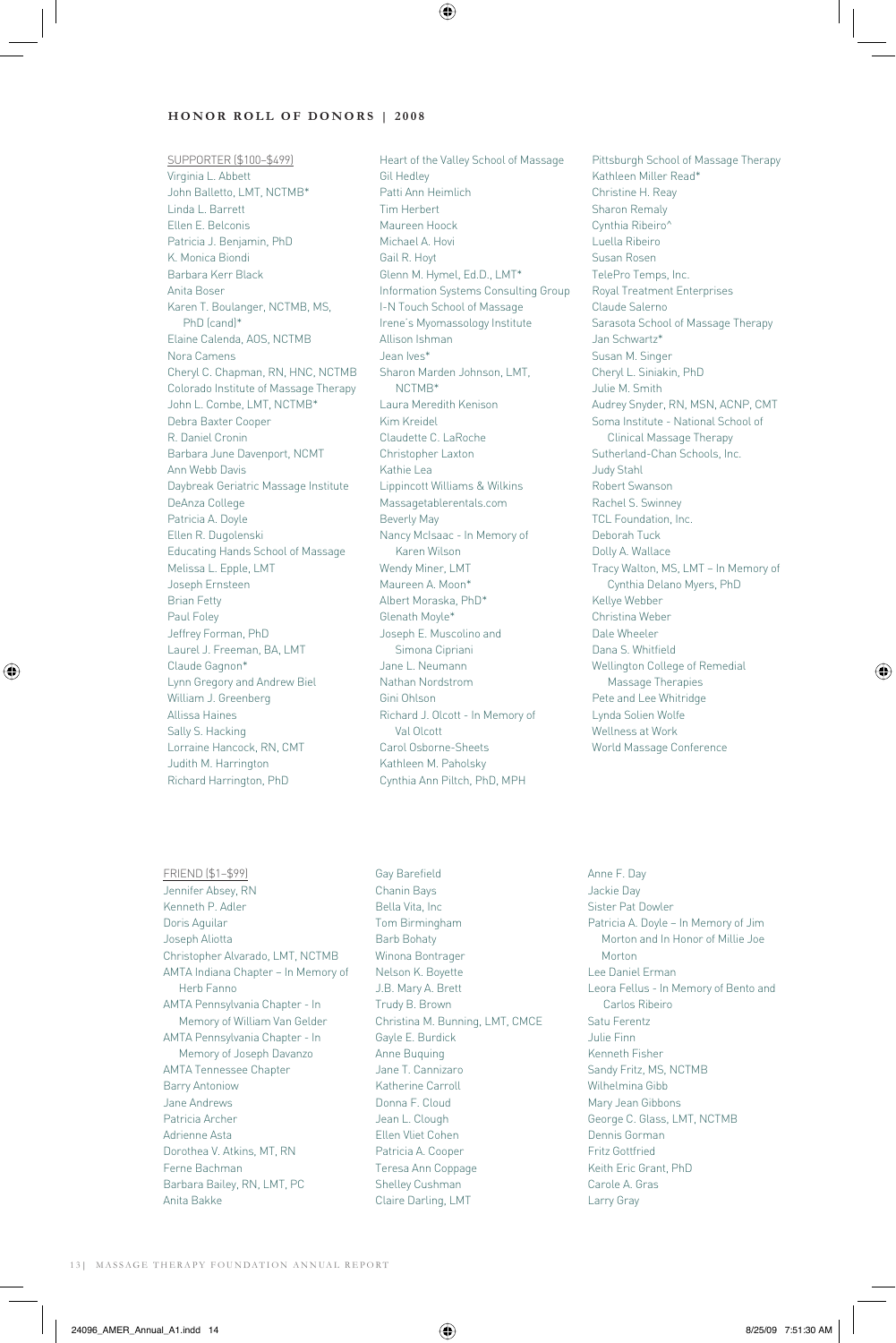## HONOR ROLL OF DONORS | 2008

SUPPORTER ($100–$499)

Virginia L. Abbett
John Balletto, LMT, NCTMB*
Linda L. Barrett
Ellen E. Belconis
Patricia J. Benjamin, PhD
K. Monica Biondi
Barbara Kerr Black
Anita Boser
Karen T. Boulanger, NCTMB, MS, PhD (cand)*
Elaine Calenda, AOS, NCTMB
Nora Camens
Cheryl C. Chapman, RN, HNC, NCTMB
Colorado Institute of Massage Therapy
John L. Combe, LMT, NCTMB*
Debra Baxter Cooper
R. Daniel Cronin
Barbara June Davenport, NCMT
Ann Webb Davis
Daybreak Geriatric Massage Institute
DeAnza College
Patricia A. Doyle
Ellen R. Dugolenski
Educating Hands School of Massage
Melissa L. Epple, LMT
Joseph Ernsteen
Brian Fetty
Paul Foley
Jeffrey Forman, PhD
Laurel J. Freeman, BA, LMT
Claude Gagnon*
Lynn Gregory and Andrew Biel
William J. Greenberg
Allissa Haines
Sally S. Hacking
Lorraine Hancock, RN, CMT
Judith M. Harrington
Richard Harrington, PhD
Heart of the Valley School of Massage
Gil Hedley
Patti Ann Heimlich
Tim Herbert
Maureen Hoock
Michael A. Hovi
Gail R. Hoyt
Glenn M. Hymel, Ed.D., LMT*
Information Systems Consulting Group
I-N Touch School of Massage
Irene's Myomassology Institute
Allison Ishman
Jean Ives*
Sharon Marden Johnson, LMT, NCTMB*
Laura Meredith Kenison
Kim Kreidel
Claudette C. LaRoche
Christopher Laxton
Kathie Lea
Lippincott Williams & Wilkins
Massagetablerentals.com
Beverly May
Nancy McIsaac - In Memory of Karen Wilson
Wendy Miner, LMT
Maureen A. Moon*
Albert Moraska, PhD*
Glenath Moyle*
Joseph E. Muscolino and Simona Cipriani
Jane L. Neumann
Nathan Nordstrom
Gini Ohlson
Richard J. Olcott - In Memory of Val Olcott
Carol Osborne-Sheets
Kathleen M. Paholsky
Cynthia Ann Piltch, PhD, MPH
Pittsburgh School of Massage Therapy
Kathleen Miller Read*
Christine H. Reay
Sharon Remaly
Cynthia Ribeiro^
Luella Ribeiro
Susan Rosen
TelePro Temps, Inc.
Royal Treatment Enterprises
Claude Salerno
Sarasota School of Massage Therapy
Jan Schwartz*
Susan M. Singer
Cheryl L. Siniakin, PhD
Julie M. Smith
Audrey Snyder, RN, MSN, ACNP, CMT
Soma Institute - National School of Clinical Massage Therapy
Sutherland-Chan Schools, Inc.
Judy Stahl
Robert Swanson
Rachel S. Swinney
TCL Foundation, Inc.
Deborah Tuck
Dolly A. Wallace
Tracy Walton, MS, LMT – In Memory of Cynthia Delano Myers, PhD
Kellye Webber
Christina Weber
Dale Wheeler
Dana S. Whitfield
Wellington College of Remedial Massage Therapies
Pete and Lee Whitridge
Lynda Solien Wolfe
Wellness at Work
World Massage Conference

FRIEND ($1–$99)

Jennifer Absey, RN
Kenneth P. Adler
Doris Aguilar
Joseph Aliotta
Christopher Alvarado, LMT, NCTMB
AMTA Indiana Chapter – In Memory of Herb Fanno
AMTA Pennsylvania Chapter - In Memory of William Van Gelder
AMTA Pennsylvania Chapter - In Memory of Joseph Davanzo
AMTA Tennessee Chapter
Barry Antoniow
Jane Andrews
Patricia Archer
Adrienne Asta
Dorothea V. Atkins, MT, RN
Ferne Bachman
Barbara Bailey, RN, LMT, PC
Anita Bakke
Gay Barefield
Chanin Bays
Bella Vita, Inc
Tom Birmingham
Barb Bohaty
Winona Bontrager
Nelson K. Boyette
J.B. Mary A. Brett
Trudy B. Brown
Christina M. Bunning, LMT, CMCE
Gayle E. Burdick
Anne Buquing
Jane T. Cannizaro
Katherine Carroll
Donna F. Cloud
Jean L. Clough
Ellen Vliet Cohen
Patricia A. Cooper
Teresa Ann Coppage
Shelley Cushman
Claire Darling, LMT
Anne F. Day
Jackie Day
Sister Pat Dowler
Patricia A. Doyle – In Memory of Jim Morton and In Honor of Millie Joe Morton
Lee Daniel Erman
Leora Fellus - In Memory of Bento and Carlos Ribeiro
Satu Ferentz
Julie Finn
Kenneth Fisher
Sandy Fritz, MS, NCTMB
Wilhelmina Gibb
Mary Jean Gibbons
George C. Glass, LMT, NCTMB
Dennis Gorman
Fritz Gottfried
Keith Eric Grant, PhD
Carole A. Gras
Larry Gray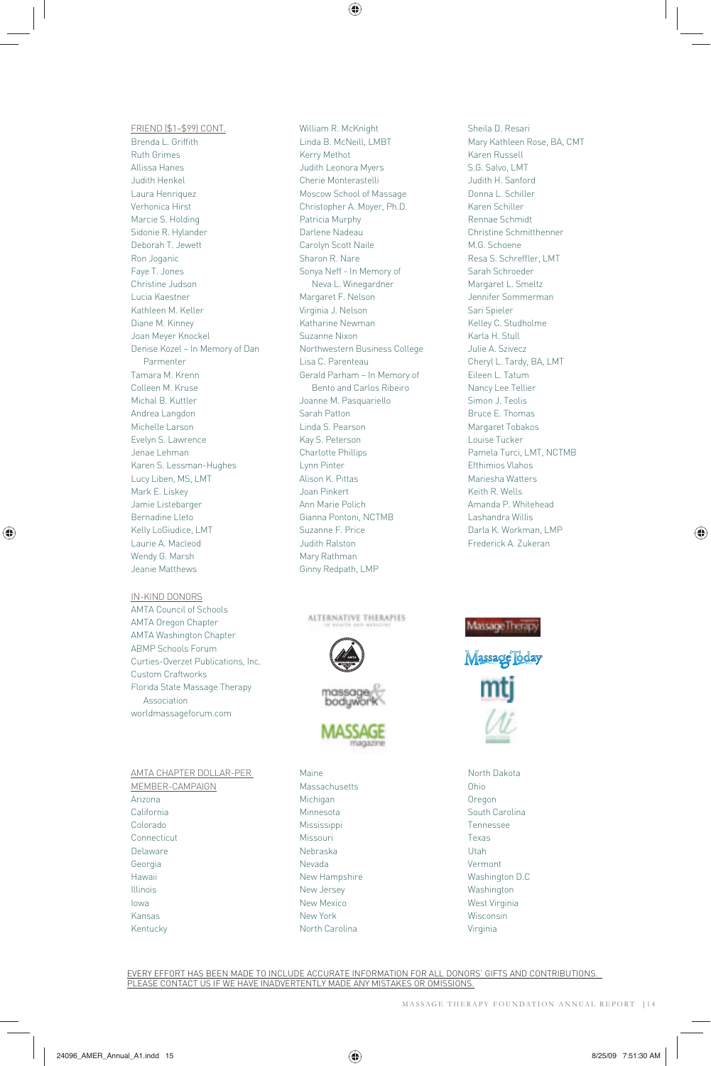FRIEND ($1–$99) CONT.

Brenda L. Griffith
Ruth Grimes
Allissa Hanes
Judith Henkel
Laura Henriquez
Verhonica Hirst
Marcie S. Holding
Sidonie R. Hylander
Deborah T. Jewett
Ron Joganic
Faye T. Jones
Christine Judson
Lucia Kaestner
Kathleen M. Keller
Diane M. Kinney
Joan Meyer Knockel
Denise Kozel – In Memory of Dan Parmenter
Tamara M. Krenn
Colleen M. Kruse
Michal B. Kuttler
Andrea Langdon
Michelle Larson
Evelyn S. Lawrence
Jenae Lehman
Karen S. Lessman-Hughes
Lucy Liben, MS, LMT
Mark E. Liskey
Jamie Listebarger
Bernadine Lleto
Kelly LoGiudice, LMT
Laurie A. Macleod
Wendy G. Marsh
Jeanie Matthews
William R. McKnight
Linda B. McNeill, LMBT
Kerry Methot
Judith Leonora Myers
Cherie Monterastelli
Moscow School of Massage
Christopher A. Moyer, Ph.D.
Patricia Murphy
Darlene Nadeau
Carolyn Scott Naile
Sharon R. Nare
Sonya Neff - In Memory of Neva L. Winegardner
Margaret F. Nelson
Virginia J. Nelson
Katharine Newman
Suzanne Nixon
Northwestern Business College
Lisa C. Parenteau
Gerald Parham – In Memory of Bento and Carlos Ribeiro
Joanne M. Pasquariello
Sarah Patton
Linda S. Pearson
Kay S. Peterson
Charlotte Phillips
Lynn Pinter
Alison K. Pittas
Joan Pinkert
Ann Marie Polich
Gianna Pontoni, NCTMB
Suzanne F. Price
Judith Ralston
Mary Rathman
Ginny Redpath, LMP
Sheila D. Resari
Mary Kathleen Rose, BA, CMT
Karen Russell
S.G. Salvo, LMT
Judith H. Sanford
Donna L. Schiller
Karen Schiller
Rennae Schmidt
Christine Schmitthenner
M.G. Schoene
Resa S. Schreffler, LMT
Sarah Schroeder
Margaret L. Smeltz
Jennifer Sommerman
Sari Spieler
Kelley C. Studholme
Karla H. Stull
Julie A. Szivecz
Cheryl L. Tardy, BA, LMT
Eileen L. Tatum
Nancy Lee Tellier
Simon J. Teolis
Bruce E. Thomas
Margaret Tobakos
Louise Tucker
Pamela Turci, LMT, NCTMB
Efthimios Vlahos
Mariesha Watters
Keith R. Wells
Amanda P. Whitehead
Lashandra Willis
Darla K. Workman, LMP
Frederick A. Zukeran

IN-KIND DONORS

AMTA Council of Schools
AMTA Oregon Chapter
AMTA Washington Chapter
ABMP Schools Forum
Curties-Overzet Publications, Inc.
Custom Craftworks
Florida State Massage Therapy Association
worldmassageforum.com

AMTA CHAPTER DOLLAR-PER MEMBER-CAMPAIGN

Arizona
California
Colorado
Connecticut
Delaware
Georgia
Hawaii
Illinois
Iowa
Kansas
Kentucky
Maine
Massachusetts
Michigan
Minnesota
Mississippi
Missouri
Nebraska
Nevada
New Hampshire
New Jersey
New Mexico
New York
North Carolina
North Dakota
Ohio
Oregon
South Carolina
Tennessee
Texas
Utah
Vermont
Washington D.C
Washington
West Virginia
Wisconsin
Virginia

EVERY EFFORT HAS BEEN MADE TO INCLUDE ACCURATE INFORMATION FOR ALL DONORS' GIFTS AND CONTRIBUTIONS. PLEASE CONTACT US IF WE HAVE INADVERTENTLY MADE ANY MISTAKES OR OMISSIONS.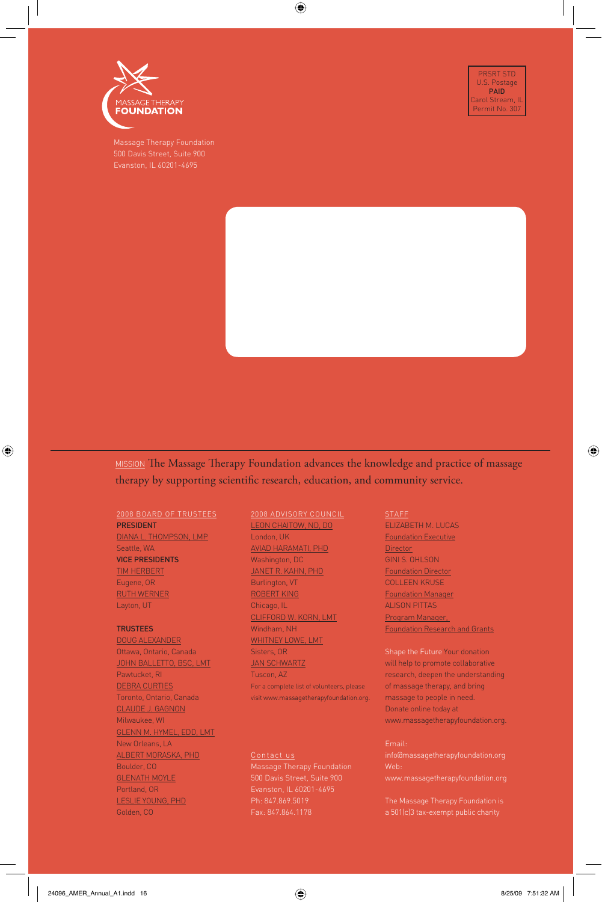MASSAGE THERAPY
**FOUNDATION**

Massage Therapy Foundation
500 Davis Street, Suite 900
Evanston, IL 60201-4695

PRSRT STD
U.S. Postage
**PAID**
Carol Stream, IL
Permit No. 307

MISSION The Massage Therapy Foundation advances the knowledge and practice of massage therapy by supporting scientific research, education, and community service.

2008 BOARD OF TRUSTEES

**PRESIDENT**

DIANA L. THOMPSON, LMP
Seattle, WA

**VICE PRESIDENTS**

TIM HERBERT
Eugene, OR

RUTH WERNER
Layton, UT

**TRUSTEES**

DOUG ALEXANDER
Ottawa, Ontario, Canada

JOHN BALLETTO, BSC, LMT
Pawtucket, RI

DEBRA CURTIES
Toronto, Ontario, Canada

CLAUDE J. GAGNON
Milwaukee, WI

GLENN M. HYMEL, EDD, LMT
New Orleans, LA

ALBERT MORASKA, PHD
Boulder, CO

GLENATH MOYLE
Portland, OR

LESLIE YOUNG, PHD
Golden, CO

2008 ADVISORY COUNCIL

LEON CHAITOW, ND, DO
London, UK

AVIAD HARAMATI, PHD
Washington, DC

JANET R. KAHN, PHD
Burlington, VT

ROBERT KING
Chicago, IL

CLIFFORD W. KORN, LMT
Windham, NH

WHITNEY LOWE, LMT
Sisters, OR

JAN SCHWARTZ
Tuscon, AZ

For a complete list of volunteers, please visit www.massagetherapyfoundation.org.

Contact us

Massage Therapy Foundation
500 Davis Street, Suite 900
Evanston, IL 60201-4695
Ph: 847.869.5019
Fax: 847.864.1178

STAFF

ELIZABETH M. LUCAS
Foundation Executive Director

GINI S. OHLSON
Foundation Director

COLLEEN KRUSE
Foundation Manager

ALISON PITTAS
Program Manager, Foundation Research and Grants

Shape the Future Your donation will help to promote collaborative research, deepen the understanding of massage therapy, and bring massage to people in need. Donate online today at www.massagetherapyfoundation.org.

Email:
info@massagetherapyfoundation.org
Web:
www.massagetherapyfoundation.org

The Massage Therapy Foundation is a 501(c)3 tax-exempt public charity